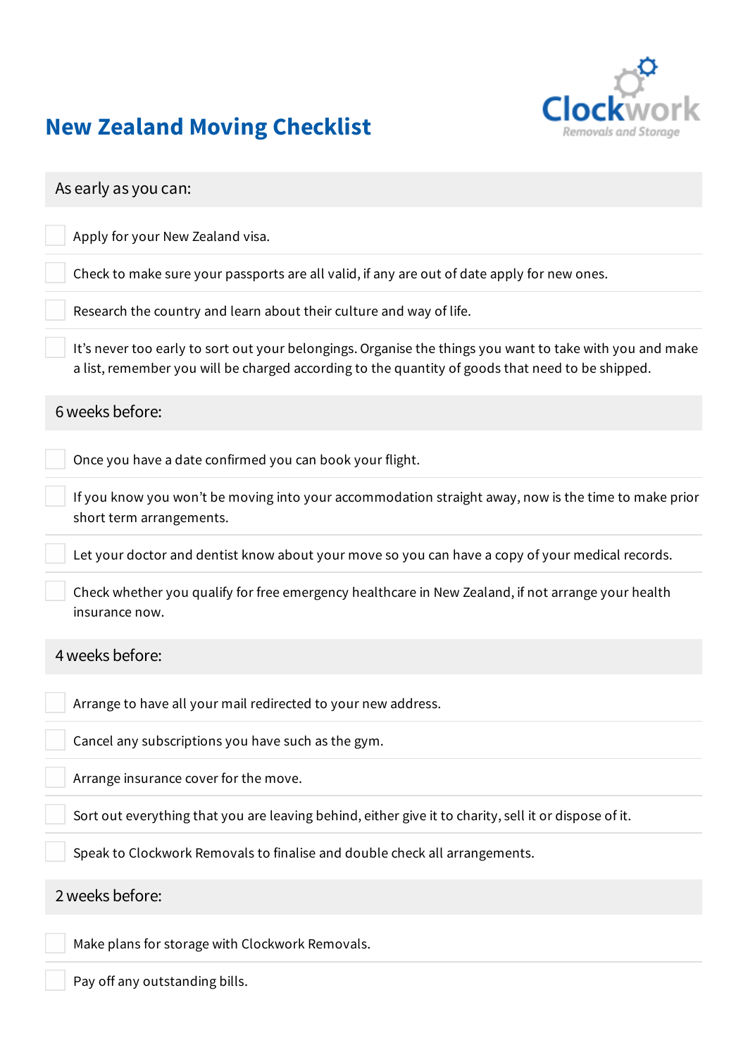# New Zealand Moving Checklist

Clockwork
Removals and Storage

## As early as you can:

- [ ] Apply for your New Zealand visa.
- [ ] Check to make sure your passports are all valid, if any are out of date apply for new ones.
- [ ] Research the country and learn about their culture and way of life.
- [ ] It's never too early to sort out your belongings. Organise the things you want to take with you and make a list, remember you will be charged according to the quantity of goods that need to be shipped.

## 6 weeks before:

- [ ] Once you have a date confirmed you can book your flight.
- [ ] If you know you won't be moving into your accommodation straight away, now is the time to make prior short term arrangements.
- [ ] Let your doctor and dentist know about your move so you can have a copy of your medical records.
- [ ] Check whether you qualify for free emergency healthcare in New Zealand, if not arrange your health insurance now.

## 4 weeks before:

- [ ] Arrange to have all your mail redirected to your new address.
- [ ] Cancel any subscriptions you have such as the gym.
- [ ] Arrange insurance cover for the move.
- [ ] Sort out everything that you are leaving behind, either give it to charity, sell it or dispose of it.
- [ ] Speak to Clockwork Removals to finalise and double check all arrangements.

## 2 weeks before:

- [ ] Make plans for storage with Clockwork Removals.
- [ ] Pay off any outstanding bills.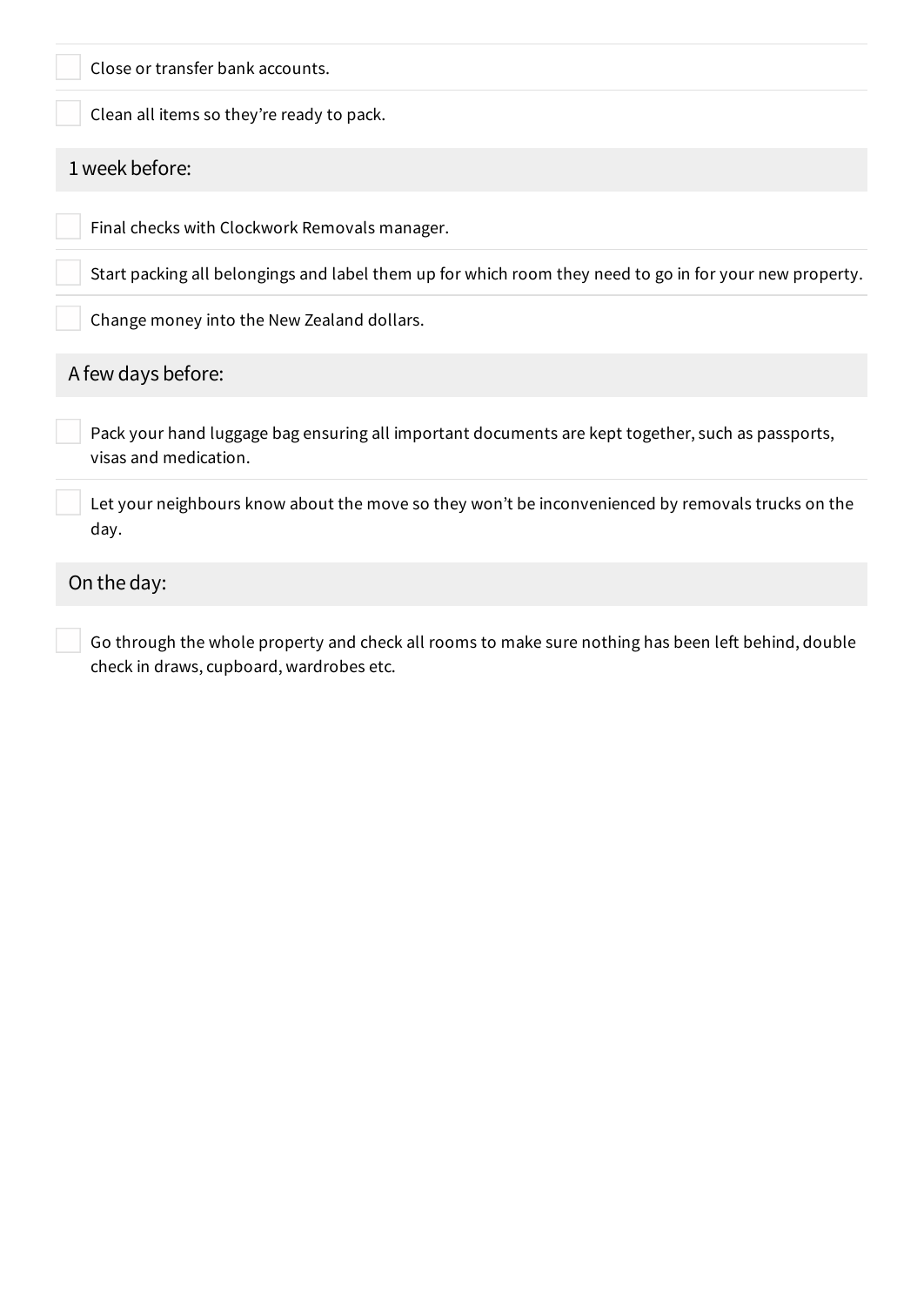- [ ] Close or transfer bank accounts.
- [ ] Clean all items so they're ready to pack.

## 1 week before:

- [ ] Final checks with Clockwork Removals manager.
- [ ] Start packing all belongings and label them up for which room they need to go in for your new property.
- [ ] Change money into the New Zealand dollars.

## A few days before:

- [ ] Pack your hand luggage bag ensuring all important documents are kept together, such as passports, visas and medication.
- [ ] Let your neighbours know about the move so they won't be inconvenienced by removals trucks on the day.

## On the day:

- [ ] Go through the whole property and check all rooms to make sure nothing has been left behind, double check in draws, cupboard, wardrobes etc.